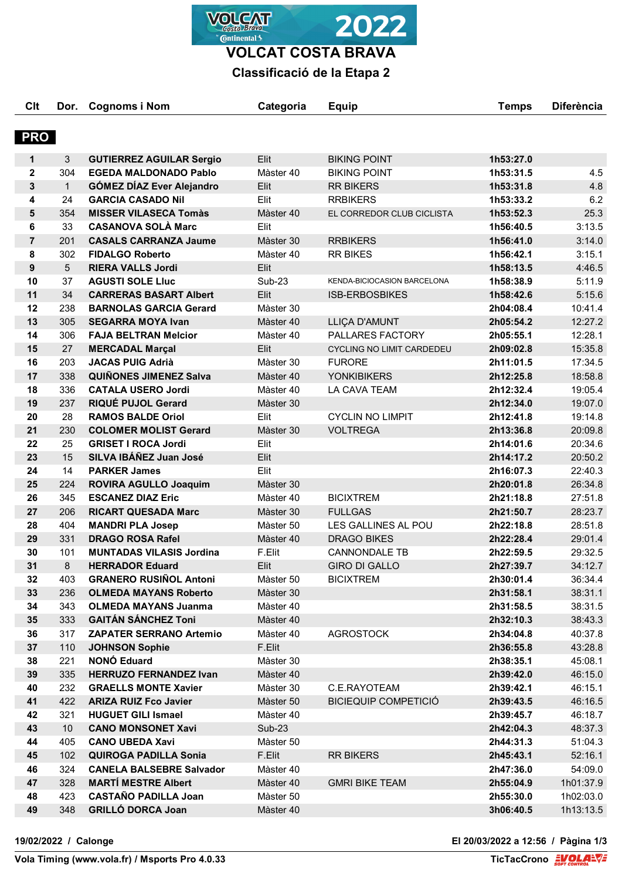# VOLCAT COSTA BRAVA

## Classificació de la Etapa 2

**PRO**

| Clt | Dor. | Cognoms i Nom | Categoria | Equip | Temps | Diferència |
|---|---|---|---|---|---|---|
| 1 | 3 | **GUTIERREZ AGUILAR Sergio** | Elit | BIKING POINT | **1h53:27.0** | |
| 2 | 304 | **EGEDA MALDONADO Pablo** | Màster 40 | BIKING POINT | **1h53:31.5** | 4.5 |
| 3 | 1 | **GÓMEZ DÍAZ Ever Alejandro** | Elit | RR BIKERS | **1h53:31.8** | 4.8 |
| 4 | 24 | **GARCIA CASADO Nil** | Elit | RRBIKERS | **1h53:33.2** | 6.2 |
| 5 | 354 | **MISSER VILASECA Tomàs** | Màster 40 | EL CORREDOR CLUB CICLISTA | **1h53:52.3** | 25.3 |
| 6 | 33 | **CASANOVA SOLÀ Marc** | Elit | | **1h56:40.5** | 3:13.5 |
| 7 | 201 | **CASALS CARRANZA Jaume** | Màster 30 | RRBIKERS | **1h56:41.0** | 3:14.0 |
| 8 | 302 | **FIDALGO Roberto** | Màster 40 | RR BIKES | **1h56:42.1** | 3:15.1 |
| 9 | 5 | **RIERA VALLS Jordi** | Elit | | **1h58:13.5** | 4:46.5 |
| 10 | 37 | **AGUSTI SOLE Lluc** | Sub-23 | KENDA-BICIOCASION BARCELONA | **1h58:38.9** | 5:11.9 |
| 11 | 34 | **CARRERAS BASART Albert** | Elit | ISB-ERBOSBIKES | **1h58:42.6** | 5:15.6 |
| 12 | 238 | **BARNOLAS GARCIA Gerard** | Màster 30 | | **2h04:08.4** | 10:41.4 |
| 13 | 305 | **SEGARRA MOYA Ivan** | Màster 40 | LLIÇA D'AMUNT | **2h05:54.2** | 12:27.2 |
| 14 | 306 | **FAJA BELTRAN Melcior** | Màster 40 | PALLARES FACTORY | **2h05:55.1** | 12:28.1 |
| 15 | 27 | **MERCADAL Marçal** | Elit | CYCLING NO LIMIT CARDEDEU | **2h09:02.8** | 15:35.8 |
| 16 | 203 | **JACAS PUIG Adrià** | Màster 30 | FURORE | **2h11:01.5** | 17:34.5 |
| 17 | 338 | **QUIÑONES JIMENEZ Salva** | Màster 40 | YONKIBIKERS | **2h12:25.8** | 18:58.8 |
| 18 | 336 | **CATALA USERO Jordi** | Màster 40 | LA CAVA TEAM | **2h12:32.4** | 19:05.4 |
| 19 | 237 | **RIQUÉ PUJOL Gerard** | Màster 30 | | **2h12:34.0** | 19:07.0 |
| 20 | 28 | **RAMOS BALDE Oriol** | Elit | CYCLIN NO LIMPIT | **2h12:41.8** | 19:14.8 |
| 21 | 230 | **COLOMER MOLIST Gerard** | Màster 30 | VOLTREGA | **2h13:36.8** | 20:09.8 |
| 22 | 25 | **GRISET I ROCA Jordi** | Elit | | **2h14:01.6** | 20:34.6 |
| 23 | 15 | **SILVA IBÁÑEZ Juan José** | Elit | | **2h14:17.2** | 20:50.2 |
| 24 | 14 | **PARKER James** | Elit | | **2h16:07.3** | 22:40.3 |
| 25 | 224 | **ROVIRA AGULLO Joaquim** | Màster 30 | | **2h20:01.8** | 26:34.8 |
| 26 | 345 | **ESCANEZ DIAZ Eric** | Màster 40 | BICIXTREM | **2h21:18.8** | 27:51.8 |
| 27 | 206 | **RICART QUESADA Marc** | Màster 30 | FULLGAS | **2h21:50.7** | 28:23.7 |
| 28 | 404 | **MANDRI PLA Josep** | Màster 50 | LES GALLINES AL POU | **2h22:18.8** | 28:51.8 |
| 29 | 331 | **DRAGO ROSA Rafel** | Màster 40 | DRAGO BIKES | **2h22:28.4** | 29:01.4 |
| 30 | 101 | **MUNTADAS VILASIS Jordina** | F.Elit | CANNONDALE TB | **2h22:59.5** | 29:32.5 |
| 31 | 8 | **HERRADOR Eduard** | Elit | GIRO DI GALLO | **2h27:39.7** | 34:12.7 |
| 32 | 403 | **GRANERO RUSIÑOL Antoni** | Màster 50 | BICIXTREM | **2h30:01.4** | 36:34.4 |
| 33 | 236 | **OLMEDA MAYANS Roberto** | Màster 30 | | **2h31:58.1** | 38:31.1 |
| 34 | 343 | **OLMEDA MAYANS Juanma** | Màster 40 | | **2h31:58.5** | 38:31.5 |
| 35 | 333 | **GAITÁN SÁNCHEZ Toni** | Màster 40 | | **2h32:10.3** | 38:43.3 |
| 36 | 317 | **ZAPATER SERRANO Artemio** | Màster 40 | AGROSTOCK | **2h34:04.8** | 40:37.8 |
| 37 | 110 | **JOHNSON Sophie** | F.Elit | | **2h36:55.8** | 43:28.8 |
| 38 | 221 | **NONÓ Eduard** | Màster 30 | | **2h38:35.1** | 45:08.1 |
| 39 | 335 | **HERRUZO FERNANDEZ Ivan** | Màster 40 | | **2h39:42.0** | 46:15.0 |
| 40 | 232 | **GRAELLS MONTE Xavier** | Màster 30 | C.E.RAYOTEAM | **2h39:42.1** | 46:15.1 |
| 41 | 422 | **ARIZA RUIZ Fco Javier** | Màster 50 | BICIEQUIP COMPETICIÓ | **2h39:43.5** | 46:16.5 |
| 42 | 321 | **HUGUET GILI Ismael** | Màster 40 | | **2h39:45.7** | 46:18.7 |
| 43 | 10 | **CANO MONSONET Xavi** | Sub-23 | | **2h42:04.3** | 48:37.3 |
| 44 | 405 | **CANO UBEDA Xavi** | Màster 50 | | **2h44:31.3** | 51:04.3 |
| 45 | 102 | **QUIROGA PADILLA Sonia** | F.Elit | RR BIKERS | **2h45:43.1** | 52:16.1 |
| 46 | 324 | **CANELA BALSEBRE Salvador** | Màster 40 | | **2h47:36.0** | 54:09.0 |
| 47 | 328 | **MARTÍ MESTRE Albert** | Màster 40 | GMRI BIKE TEAM | **2h55:04.9** | 1h01:37.9 |
| 48 | 423 | **CASTAÑO PADILLA Joan** | Màster 50 | | **2h55:30.0** | 1h02:03.0 |
| 49 | 348 | **GRILLÓ DORCA Joan** | Màster 40 | | **3h06:40.5** | 1h13:13.5 |

**19/02/2022 / Calonge** — **El 20/03/2022 a 12:56**

**Vola Timing (www.vola.fr) / Msports Pro 4.0.33** — **TicTacCrono**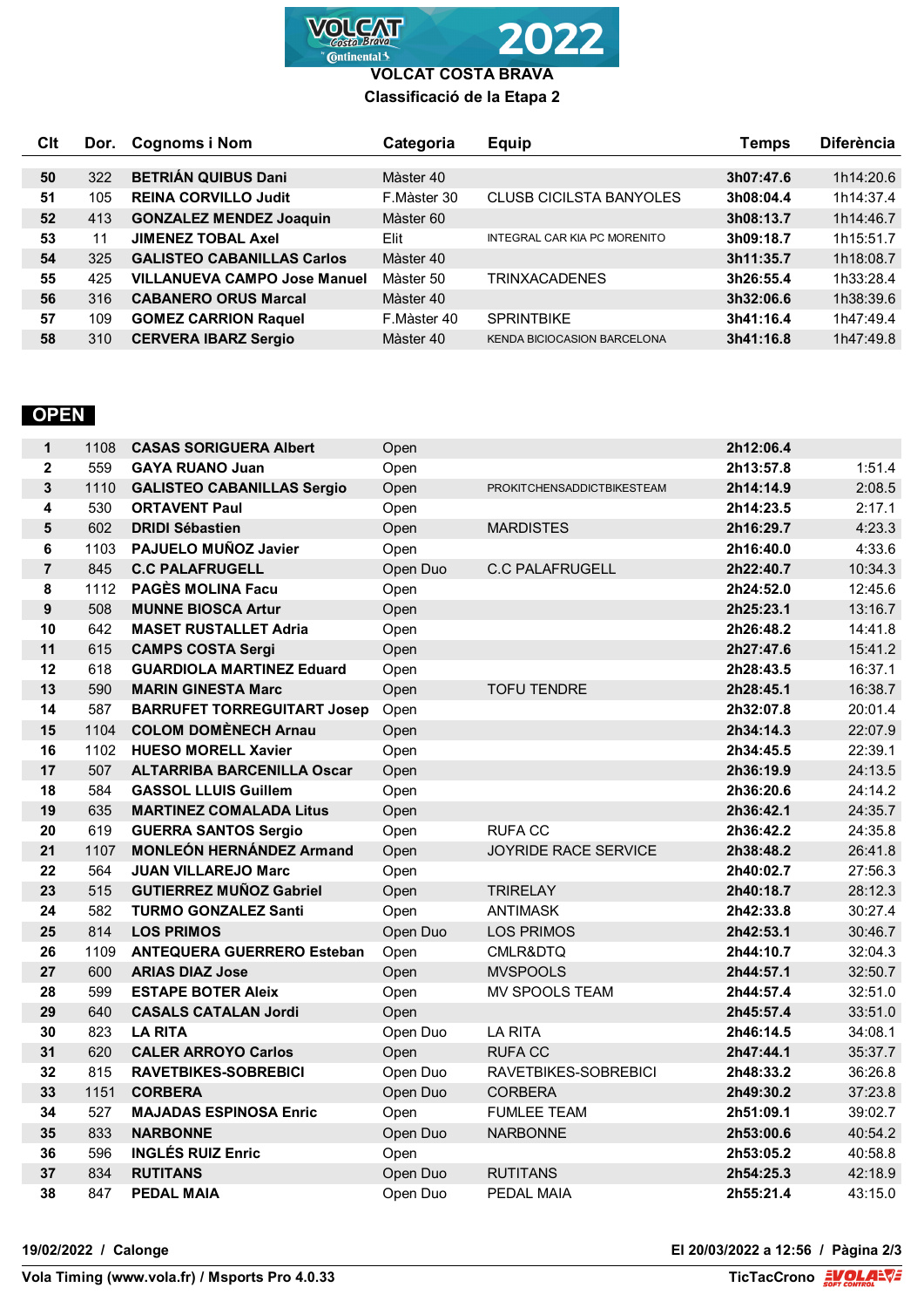# VOLCAT COSTA BRAVA

## Classificació de la Etapa 2

| Clt | Dor. | Cognoms i Nom | Categoria | Equip | Temps | Diferència |
|---|---|---|---|---|---|---|
| **50** | 322 | **BETRIÁN QUIBUS Dani** | Màster 40 | | **3h07:47.6** | 1h14:20.6 |
| **51** | 105 | **REINA CORVILLO Judit** | F.Màster 30 | CLUSB CICILSTA BANYOLES | **3h08:04.4** | 1h14:37.4 |
| **52** | 413 | **GONZALEZ MENDEZ Joaquin** | Màster 60 | | **3h08:13.7** | 1h14:46.7 |
| **53** | 11 | **JIMENEZ TOBAL Axel** | Elit | INTEGRAL CAR KIA PC MORENITO | **3h09:18.7** | 1h15:51.7 |
| **54** | 325 | **GALISTEO CABANILLAS Carlos** | Màster 40 | | **3h11:35.7** | 1h18:08.7 |
| **55** | 425 | **VILLANUEVA CAMPO Jose Manuel** | Màster 50 | TRINXACADENES | **3h26:55.4** | 1h33:28.4 |
| **56** | 316 | **CABANERO ORUS Marcal** | Màster 40 | | **3h32:06.6** | 1h38:39.6 |
| **57** | 109 | **GOMEZ CARRION Raquel** | F.Màster 40 | SPRINTBIKE | **3h41:16.4** | 1h47:49.4 |
| **58** | 310 | **CERVERA IBARZ Sergio** | Màster 40 | KENDA BICIOCASION BARCELONA | **3h41:16.8** | 1h47:49.8 |

## OPEN

| Clt | Dor. | Cognoms i Nom | Categoria | Equip | Temps | Diferència |
|---|---|---|---|---|---|---|
| **1** | 1108 | **CASAS SORIGUERA Albert** | Open | | **2h12:06.4** | |
| **2** | 559 | **GAYA RUANO Juan** | Open | | **2h13:57.8** | 1:51.4 |
| **3** | 1110 | **GALISTEO CABANILLAS Sergio** | Open | PROKITCHENSADDICTBIKESTEAM | **2h14:14.9** | 2:08.5 |
| **4** | 530 | **ORTAVENT Paul** | Open | | **2h14:23.5** | 2:17.1 |
| **5** | 602 | **DRIDI Sébastien** | Open | MARDISTES | **2h16:29.7** | 4:23.3 |
| **6** | 1103 | **PAJUELO MUÑOZ Javier** | Open | | **2h16:40.0** | 4:33.6 |
| **7** | 845 | **C.C PALAFRUGELL** | Open Duo | C.C PALAFRUGELL | **2h22:40.7** | 10:34.3 |
| **8** | 1112 | **PAGÈS MOLINA Facu** | Open | | **2h24:52.0** | 12:45.6 |
| **9** | 508 | **MUNNE BIOSCA Artur** | Open | | **2h25:23.1** | 13:16.7 |
| **10** | 642 | **MASET RUSTALLET Adria** | Open | | **2h26:48.2** | 14:41.8 |
| **11** | 615 | **CAMPS COSTA Sergi** | Open | | **2h27:47.6** | 15:41.2 |
| **12** | 618 | **GUARDIOLA MARTINEZ Eduard** | Open | | **2h28:43.5** | 16:37.1 |
| **13** | 590 | **MARIN GINESTA Marc** | Open | TOFU TENDRE | **2h28:45.1** | 16:38.7 |
| **14** | 587 | **BARRUFET TORREGUITART Josep** | Open | | **2h32:07.8** | 20:01.4 |
| **15** | 1104 | **COLOM DOMÈNECH Arnau** | Open | | **2h34:14.3** | 22:07.9 |
| **16** | 1102 | **HUESO MORELL Xavier** | Open | | **2h34:45.5** | 22:39.1 |
| **17** | 507 | **ALTARRIBA BARCENILLA Oscar** | Open | | **2h36:19.9** | 24:13.5 |
| **18** | 584 | **GASSOL LLUIS Guillem** | Open | | **2h36:20.6** | 24:14.2 |
| **19** | 635 | **MARTINEZ COMALADA Litus** | Open | | **2h36:42.1** | 24:35.7 |
| **20** | 619 | **GUERRA SANTOS Sergio** | Open | RUFA CC | **2h36:42.2** | 24:35.8 |
| **21** | 1107 | **MONLEÓN HERNÁNDEZ Armand** | Open | JOYRIDE RACE SERVICE | **2h38:48.2** | 26:41.8 |
| **22** | 564 | **JUAN VILLAREJO Marc** | Open | | **2h40:02.7** | 27:56.3 |
| **23** | 515 | **GUTIERREZ MUÑOZ Gabriel** | Open | TRIRELAY | **2h40:18.7** | 28:12.3 |
| **24** | 582 | **TURMO GONZALEZ Santi** | Open | ANTIMASK | **2h42:33.8** | 30:27.4 |
| **25** | 814 | **LOS PRIMOS** | Open Duo | LOS PRIMOS | **2h42:53.1** | 30:46.7 |
| **26** | 1109 | **ANTEQUERA GUERRERO Esteban** | Open | CMLR&DTQ | **2h44:10.7** | 32:04.3 |
| **27** | 600 | **ARIAS DIAZ Jose** | Open | MVSPOOLS | **2h44:57.1** | 32:50.7 |
| **28** | 599 | **ESTAPE BOTER Aleix** | Open | MV SPOOLS TEAM | **2h44:57.4** | 32:51.0 |
| **29** | 640 | **CASALS CATALAN Jordi** | Open | | **2h45:57.4** | 33:51.0 |
| **30** | 823 | **LA RITA** | Open Duo | LA RITA | **2h46:14.5** | 34:08.1 |
| **31** | 620 | **CALER ARROYO Carlos** | Open | RUFA CC | **2h47:44.1** | 35:37.7 |
| **32** | 815 | **RAVETBIKES-SOBREBICI** | Open Duo | RAVETBIKES-SOBREBICI | **2h48:33.2** | 36:26.8 |
| **33** | 1151 | **CORBERA** | Open Duo | CORBERA | **2h49:30.2** | 37:23.8 |
| **34** | 527 | **MAJADAS ESPINOSA Enric** | Open | FUMLEE TEAM | **2h51:09.1** | 39:02.7 |
| **35** | 833 | **NARBONNE** | Open Duo | NARBONNE | **2h53:00.6** | 40:54.2 |
| **36** | 596 | **INGLÉS RUIZ Enric** | Open | | **2h53:05.2** | 40:58.8 |
| **37** | 834 | **RUTITANS** | Open Duo | RUTITANS | **2h54:25.3** | 42:18.9 |
| **38** | 847 | **PEDAL MAIA** | Open Duo | PEDAL MAIA | **2h55:21.4** | 43:15.0 |

**19/02/2022 / Calonge** — **El 20/03/2022 a 12:56**

**Vola Timing (www.vola.fr) / Msports Pro 4.0.33** — **TicTacCrono**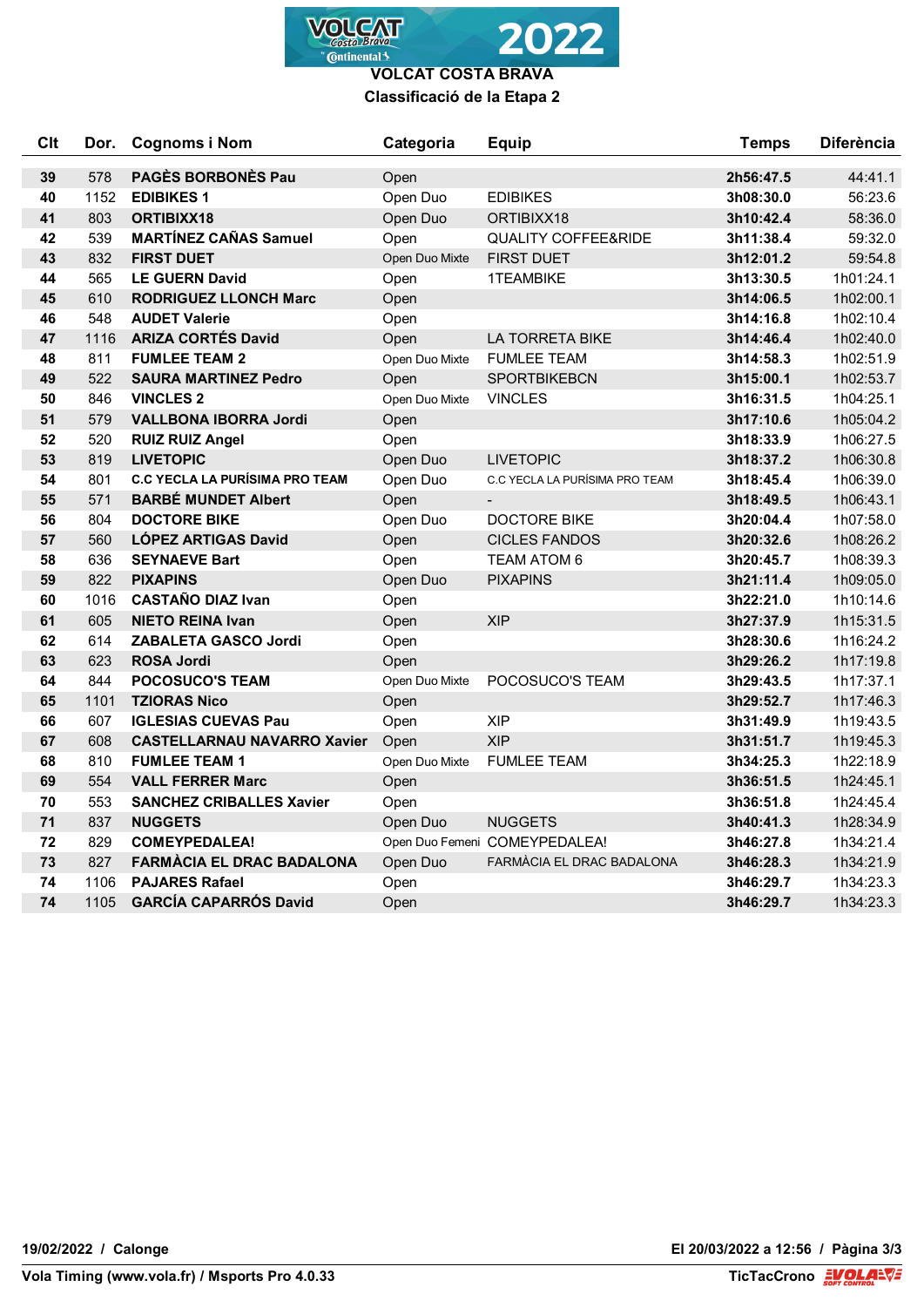**VOLCAT COSTA BRAVA**

**Classificació de la Etapa 2**

| Clt | Dor. | Cognoms i Nom | Categoria | Equip | Temps | Diferència |
|---|---|---|---|---|---|---|
| 39 | 578 | **PAGÈS BORBONÈS Pau** | Open | | **2h56:47.5** | 44:41.1 |
| 40 | 1152 | **EDIBIKES 1** | Open Duo | EDIBIKES | **3h08:30.0** | 56:23.6 |
| 41 | 803 | **ORTIBIXX18** | Open Duo | ORTIBIXX18 | **3h10:42.4** | 58:36.0 |
| 42 | 539 | **MARTÍNEZ CAÑAS Samuel** | Open | QUALITY COFFEE&RIDE | **3h11:38.4** | 59:32.0 |
| 43 | 832 | **FIRST DUET** | Open Duo Mixte | FIRST DUET | **3h12:01.2** | 59:54.8 |
| 44 | 565 | **LE GUERN David** | Open | 1TEAMBIKE | **3h13:30.5** | 1h01:24.1 |
| 45 | 610 | **RODRIGUEZ LLONCH Marc** | Open | | **3h14:06.5** | 1h02:00.1 |
| 46 | 548 | **AUDET Valerie** | Open | | **3h14:16.8** | 1h02:10.4 |
| 47 | 1116 | **ARIZA CORTÉS David** | Open | LA TORRETA BIKE | **3h14:46.4** | 1h02:40.0 |
| 48 | 811 | **FUMLEE TEAM 2** | Open Duo Mixte | FUMLEE TEAM | **3h14:58.3** | 1h02:51.9 |
| 49 | 522 | **SAURA MARTINEZ Pedro** | Open | SPORTBIKEBCN | **3h15:00.1** | 1h02:53.7 |
| 50 | 846 | **VINCLES 2** | Open Duo Mixte | VINCLES | **3h16:31.5** | 1h04:25.1 |
| 51 | 579 | **VALLBONA IBORRA Jordi** | Open | | **3h17:10.6** | 1h05:04.2 |
| 52 | 520 | **RUIZ RUIZ Angel** | Open | | **3h18:33.9** | 1h06:27.5 |
| 53 | 819 | **LIVETOPIC** | Open Duo | LIVETOPIC | **3h18:37.2** | 1h06:30.8 |
| 54 | 801 | **C.C YECLA LA PURÍSIMA PRO TEAM** | Open Duo | C.C YECLA LA PURÍSIMA PRO TEAM | **3h18:45.4** | 1h06:39.0 |
| 55 | 571 | **BARBÉ MUNDET Albert** | Open | - | **3h18:49.5** | 1h06:43.1 |
| 56 | 804 | **DOCTORE BIKE** | Open Duo | DOCTORE BIKE | **3h20:04.4** | 1h07:58.0 |
| 57 | 560 | **LÓPEZ ARTIGAS David** | Open | CICLES FANDOS | **3h20:32.6** | 1h08:26.2 |
| 58 | 636 | **SEYNAEVE Bart** | Open | TEAM ATOM 6 | **3h20:45.7** | 1h08:39.3 |
| 59 | 822 | **PIXAPINS** | Open Duo | PIXAPINS | **3h21:11.4** | 1h09:05.0 |
| 60 | 1016 | **CASTAÑO DIAZ Ivan** | Open | | **3h22:21.0** | 1h10:14.6 |
| 61 | 605 | **NIETO REINA Ivan** | Open | XIP | **3h27:37.9** | 1h15:31.5 |
| 62 | 614 | **ZABALETA GASCO Jordi** | Open | | **3h28:30.6** | 1h16:24.2 |
| 63 | 623 | **ROSA Jordi** | Open | | **3h29:26.2** | 1h17:19.8 |
| 64 | 844 | **POCOSUCO'S TEAM** | Open Duo Mixte | POCOSUCO'S TEAM | **3h29:43.5** | 1h17:37.1 |
| 65 | 1101 | **TZIORAS Nico** | Open | | **3h29:52.7** | 1h17:46.3 |
| 66 | 607 | **IGLESIAS CUEVAS Pau** | Open | XIP | **3h31:49.9** | 1h19:43.5 |
| 67 | 608 | **CASTELLARNAU NAVARRO Xavier** | Open | XIP | **3h31:51.7** | 1h19:45.3 |
| 68 | 810 | **FUMLEE TEAM 1** | Open Duo Mixte | FUMLEE TEAM | **3h34:25.3** | 1h22:18.9 |
| 69 | 554 | **VALL FERRER Marc** | Open | | **3h36:51.5** | 1h24:45.1 |
| 70 | 553 | **SANCHEZ CRIBALLES Xavier** | Open | | **3h36:51.8** | 1h24:45.4 |
| 71 | 837 | **NUGGETS** | Open Duo | NUGGETS | **3h40:41.3** | 1h28:34.9 |
| 72 | 829 | **COMEYPEDALEA!** | Open Duo Femeni | COMEYPEDALEA! | **3h46:27.8** | 1h34:21.4 |
| 73 | 827 | **FARMÀCIA EL DRAC BADALONA** | Open Duo | FARMÀCIA EL DRAC BADALONA | **3h46:28.3** | 1h34:21.9 |
| 74 | 1106 | **PAJARES Rafael** | Open | | **3h46:29.7** | 1h34:23.3 |
| 74 | 1105 | **GARCÍA CAPARRÓS David** | Open | | **3h46:29.7** | 1h34:23.3 |

**19/02/2022 / Calonge** — **El 20/03/2022 a 12:56**

**Vola Timing (www.vola.fr) / Msports Pro 4.0.33** — **TicTacCrono**